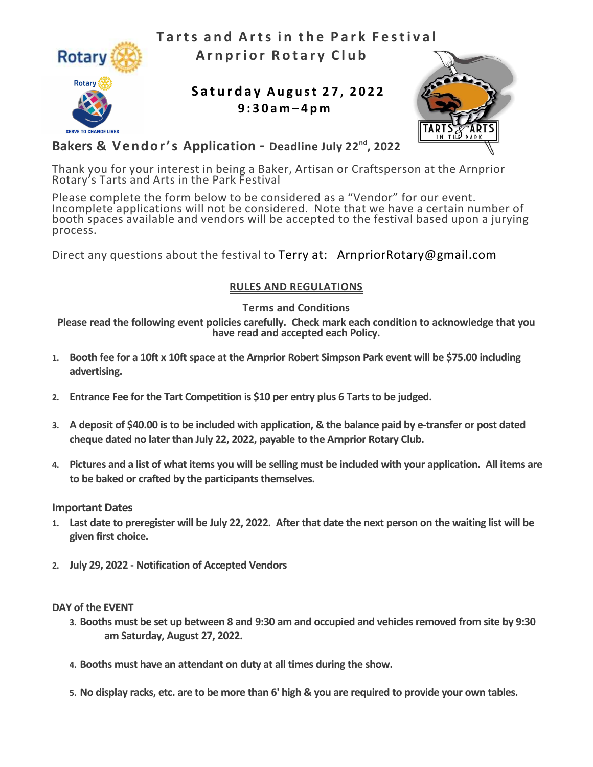# Tarts and Arts in the Park Festival

## Arnprior Rotary Club

### Saturday August 27, 2022
### 9:30am–4pm

## Bakers & Vendor's Application - Deadline July 22nd, 2022

Thank you for your interest in being a Baker, Artisan or Craftsperson at the Arnprior Rotary's Tarts and Arts in the Park Festival

Please complete the form below to be considered as a "Vendor" for our event. Incomplete applications will not be considered. Note that we have a certain number of booth spaces available and vendors will be accepted to the festival based upon a jurying process.

Direct any questions about the festival to Terry at: ArnpriorRotary@gmail.com

## RULES AND REGULATIONS

**Terms and Conditions**

**Please read the following event policies carefully. Check mark each condition to acknowledge that you have read and accepted each Policy.**

1. **Booth fee for a 10ft x 10ft space at the Arnprior Robert Simpson Park event will be $75.00 including advertising.**
2. **Entrance Fee for the Tart Competition is $10 per entry plus 6 Tarts to be judged.**
3. **A deposit of $40.00 is to be included with application, & the balance paid by e-transfer or post dated cheque dated no later than July 22, 2022, payable to the Arnprior Rotary Club.**
4. **Pictures and a list of what items you will be selling must be included with your application. All items are to be baked or crafted by the participants themselves.**

### Important Dates

1. **Last date to preregister will be July 22, 2022. After that date the next person on the waiting list will be given first choice.**
2. **July 29, 2022 - Notification of Accepted Vendors**

### DAY of the EVENT

3. **Booths must be set up between 8 and 9:30 am and occupied and vehicles removed from site by 9:30 am Saturday, August 27, 2022.**
4. **Booths must have an attendant on duty at all times during the show.**
5. **No display racks, etc. are to be more than 6' high & you are required to provide your own tables.**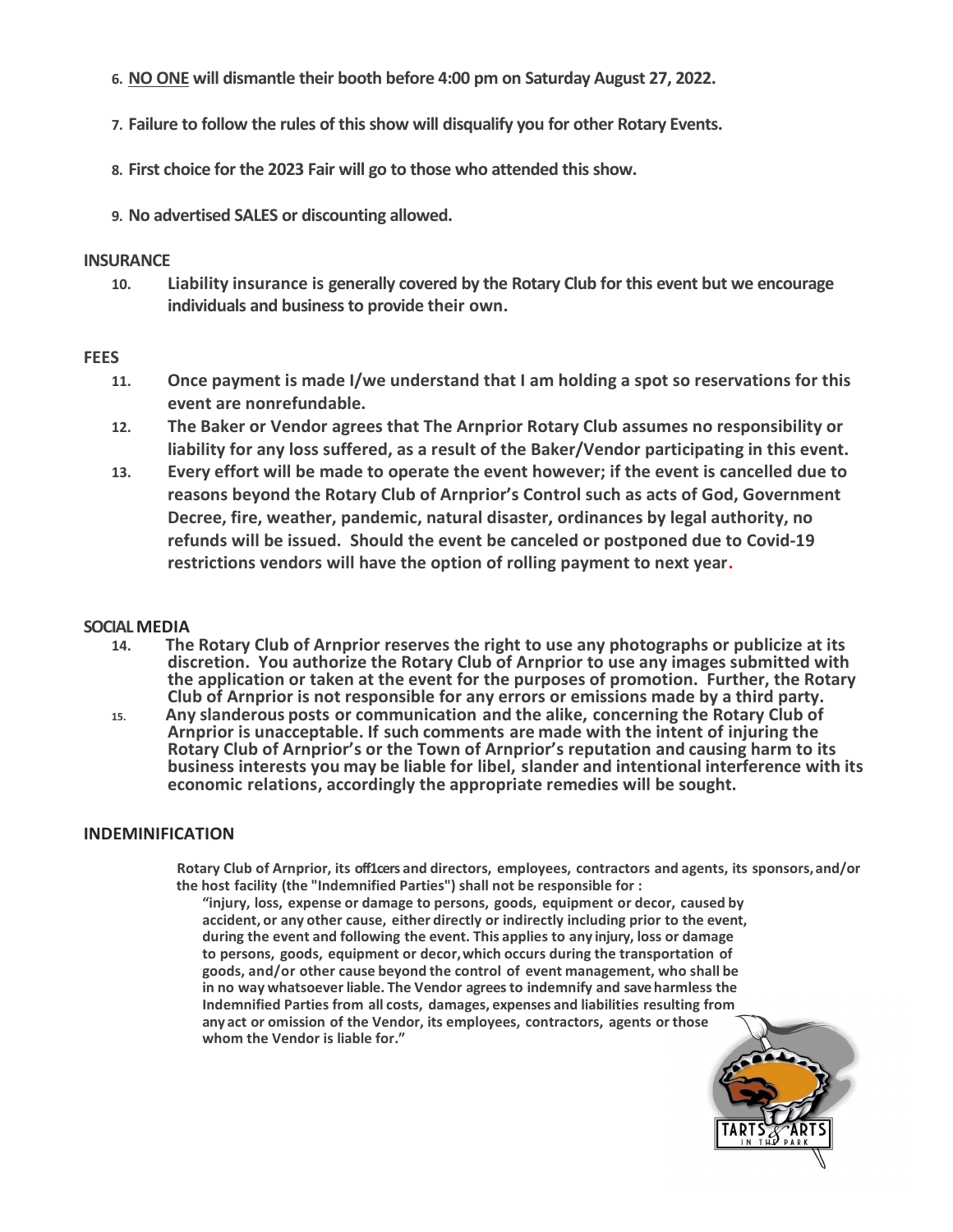6. **<u>NO ONE</u> will dismantle their booth before 4:00 pm on Saturday August 27, 2022.**

7. **Failure to follow the rules of this show will disqualify you for other Rotary Events.**

8. **First choice for the 2023 Fair will go to those who attended this show.**

9. **No advertised SALES or discounting allowed.**

**INSURANCE**

10. **Liability insurance is generally covered by the Rotary Club for this event but we encourage individuals and business to provide their own.**

**FEES**

11. **Once payment is made I/we understand that I am holding a spot so reservations for this event are nonrefundable.**
12. **The Baker or Vendor agrees that The Arnprior Rotary Club assumes no responsibility or liability for any loss suffered, as a result of the Baker/Vendor participating in this event.**
13. **Every effort will be made to operate the event however; if the event is cancelled due to reasons beyond the Rotary Club of Arnprior's Control such as acts of God, Government Decree, fire, weather, pandemic, natural disaster, ordinances by legal authority, no refunds will be issued. Should the event be canceled or postponed due to Covid-19 restrictions vendors will have the option of rolling payment to next year.**

**SOCIAL MEDIA**

14. **The Rotary Club of Arnprior reserves the right to use any photographs or publicize at its discretion. You authorize the Rotary Club of Arnprior to use any images submitted with the application or taken at the event for the purposes of promotion. Further, the Rotary Club of Arnprior is not responsible for any errors or emissions made by a third party.**
15. **Any slanderous posts or communication and the alike, concerning the Rotary Club of Arnprior is unacceptable. If such comments are made with the intent of injuring the Rotary Club of Arnprior's or the Town of Arnprior's reputation and causing harm to its business interests you may be liable for libel, slander and intentional interference with its economic relations, accordingly the appropriate remedies will be sought.**

**INDEMINIFICATION**

**Rotary Club of Arnprior, its off1cers and directors, employees, contractors and agents, its sponsors, and/or the host facility (the "Indemnified Parties") shall not be responsible for :**

**"injury, loss, expense or damage to persons, goods, equipment or decor, caused by accident, or any other cause, either directly or indirectly including prior to the event, during the event and following the event. This applies to any injury, loss or damage to persons, goods, equipment or decor, which occurs during the transportation of goods, and/or other cause beyond the control of event management, who shall be in no way whatsoever liable. The Vendor agrees to indemnify and save harmless the Indemnified Parties from all costs, damages, expenses and liabilities resulting from any act or omission of the Vendor, its employees, contractors, agents or those whom the Vendor is liable for."**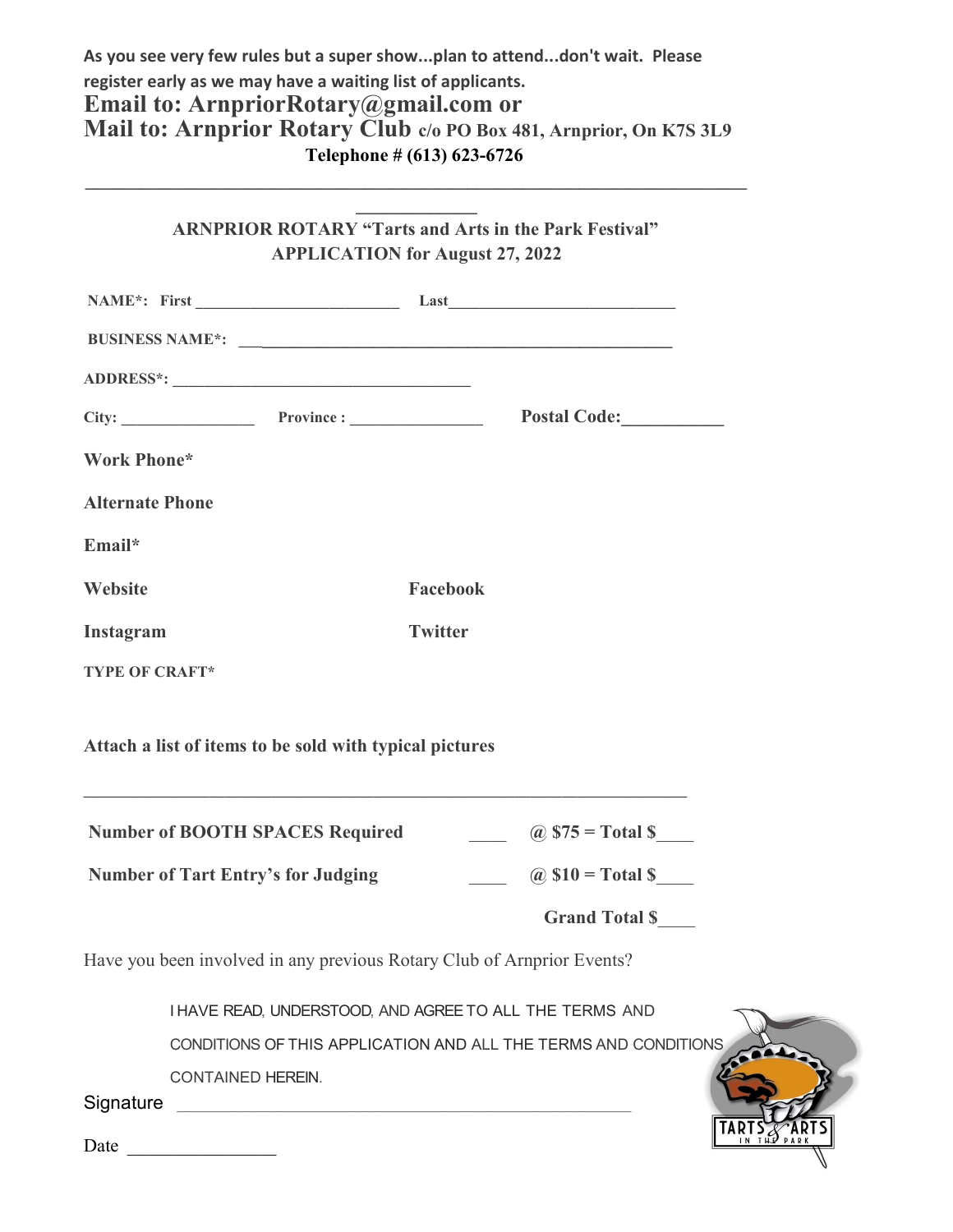**As you see very few rules but a super show...plan to attend...don't wait. Please register early as we may have a waiting list of applicants.**

**Email to: ArnpriorRotary@gmail.com or**

**Mail to: Arnprior Rotary Club c/o PO Box 481, Arnprior, On K7S 3L9**

**Telephone # (613) 623-6726**

---

**ARNPRIOR ROTARY "Tarts and Arts in the Park Festival"**
**APPLICATION for August 27, 2022**

**NAME*:** First ________________________ Last ____________________________

**BUSINESS NAME*:** ___________________________________________________

**ADDRESS*:** ____________________________________

**City:** ________________ **Province :** ________________ **Postal Code:** ___________

**Work Phone***

**Alternate Phone**

**Email***

**Website** **Facebook**

**Instagram** **Twitter**

**TYPE OF CRAFT***

**Attach a list of items to be sold with typical pictures**

---

**Number of BOOTH SPACES Required** ____ @ $75 = Total $____

**Number of Tart Entry's for Judging** ____ @ $10 = Total $____

**Grand Total $**____

Have you been involved in any previous Rotary Club of Arnprior Events?

I HAVE READ, UNDERSTOOD, AND AGREE TO ALL THE TERMS AND CONDITIONS OF THIS APPLICATION AND ALL THE TERMS AND CONDITIONS CONTAINED HEREIN.

Signature ____________________________________________________

Date ________________

TARTS & ARTS IN THE PARK